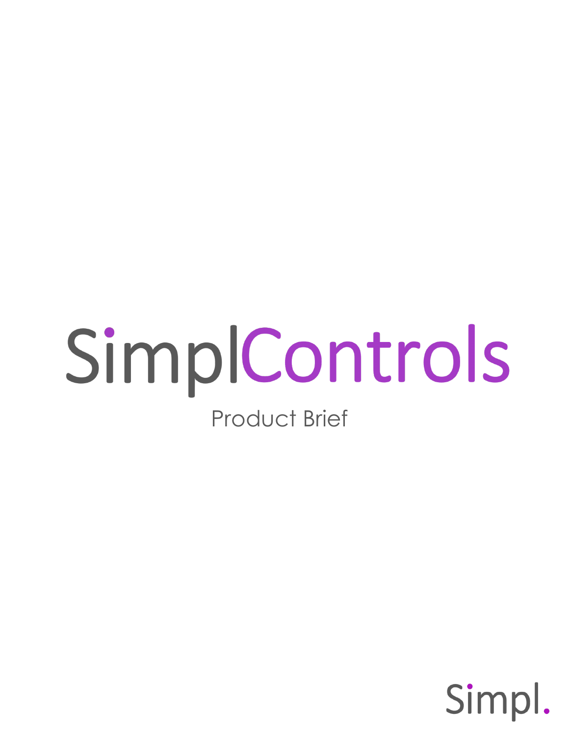# SimplControls

Product Brief

Simpl.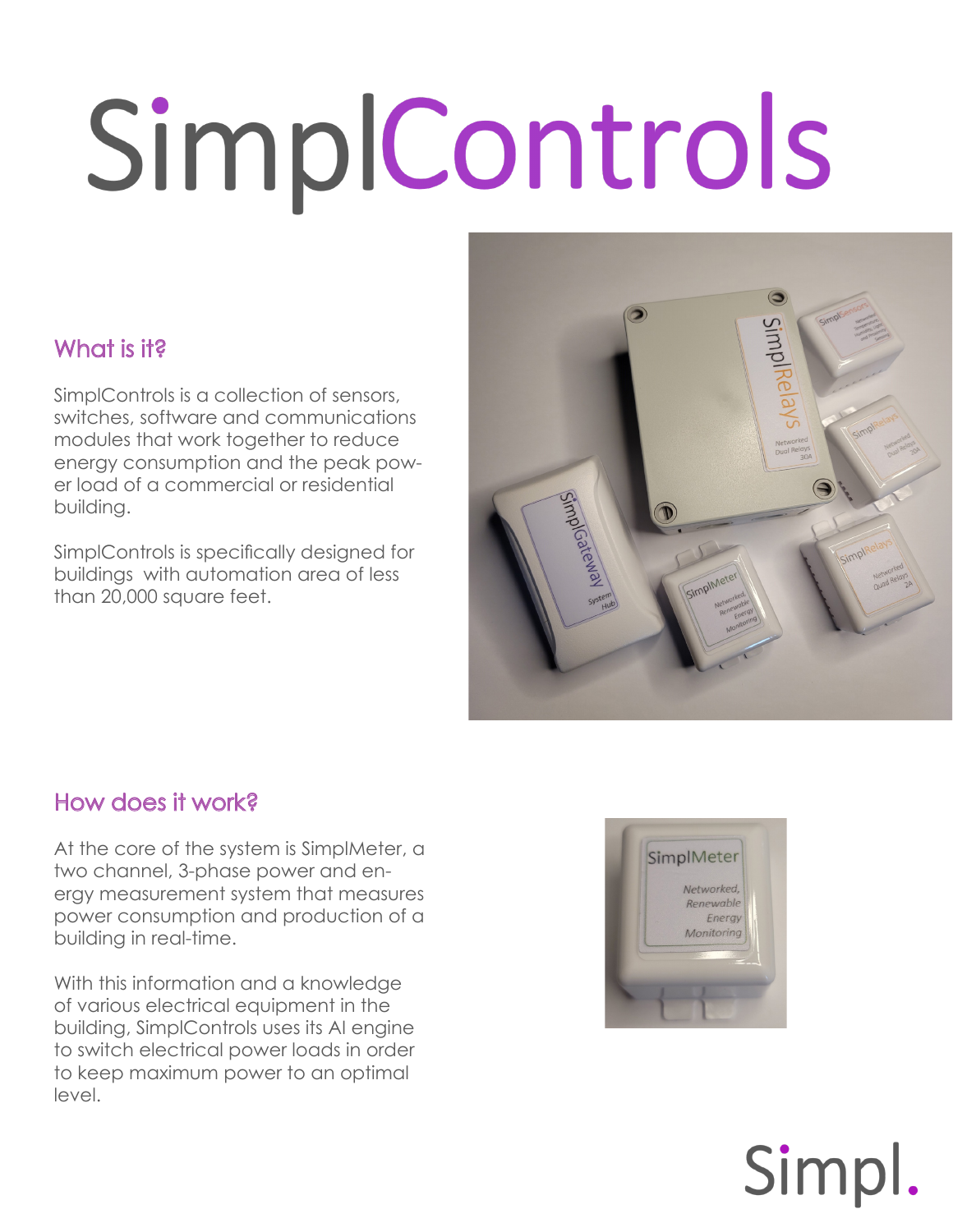# SimplControls

## What is it?

SimplControls is a collection of sensors, switches, software and communications modules that work together to reduce energy consumption and the peak power load of a commercial or residential building.

SimplControls is specifically designed for buildings with automation area of less than 20,000 square feet.

## How does it work?

At the core of the system is SimplMeter, a two channel, 3-phase power and energy measurement system that measures power consumption and production of a building in real-time.

With this information and a knowledge of various electrical equipment in the building, SimplControls uses its AI engine to switch electrical power loads in order to keep maximum power to an optimal level.

Simpl.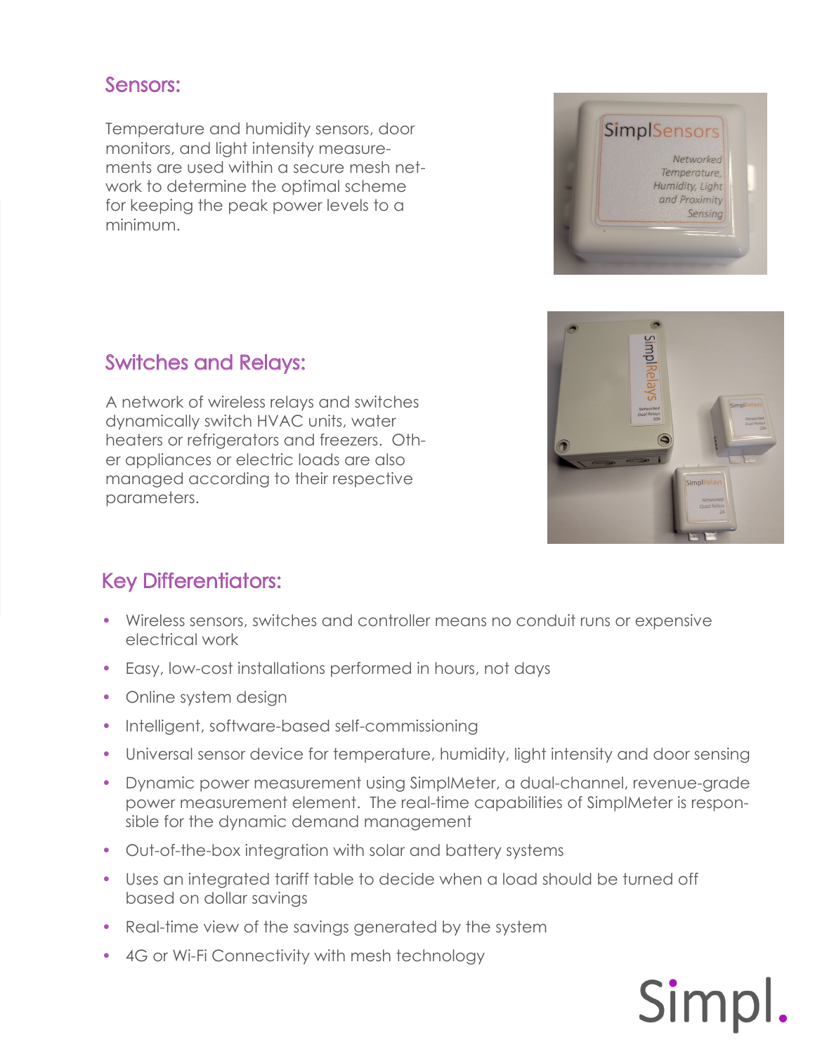## Sensors:

Temperature and humidity sensors, door monitors, and light intensity measurements are used within a secure mesh network to determine the optimal scheme for keeping the peak power levels to a minimum.

## Switches and Relays:

A network of wireless relays and switches dynamically switch HVAC units, water heaters or refrigerators and freezers. Other appliances or electric loads are also managed according to their respective parameters.

## Key Differentiators:

- Wireless sensors, switches and controller means no conduit runs or expensive electrical work
- Easy, low-cost installations performed in hours, not days
- Online system design
- Intelligent, software-based self-commissioning
- Universal sensor device for temperature, humidity, light intensity and door sensing
- Dynamic power measurement using SimplMeter, a dual-channel, revenue-grade power measurement element. The real-time capabilities of SimplMeter is responsible for the dynamic demand management
- Out-of-the-box integration with solar and battery systems
- Uses an integrated tariff table to decide when a load should be turned off based on dollar savings
- Real-time view of the savings generated by the system
- 4G or Wi-Fi Connectivity with mesh technology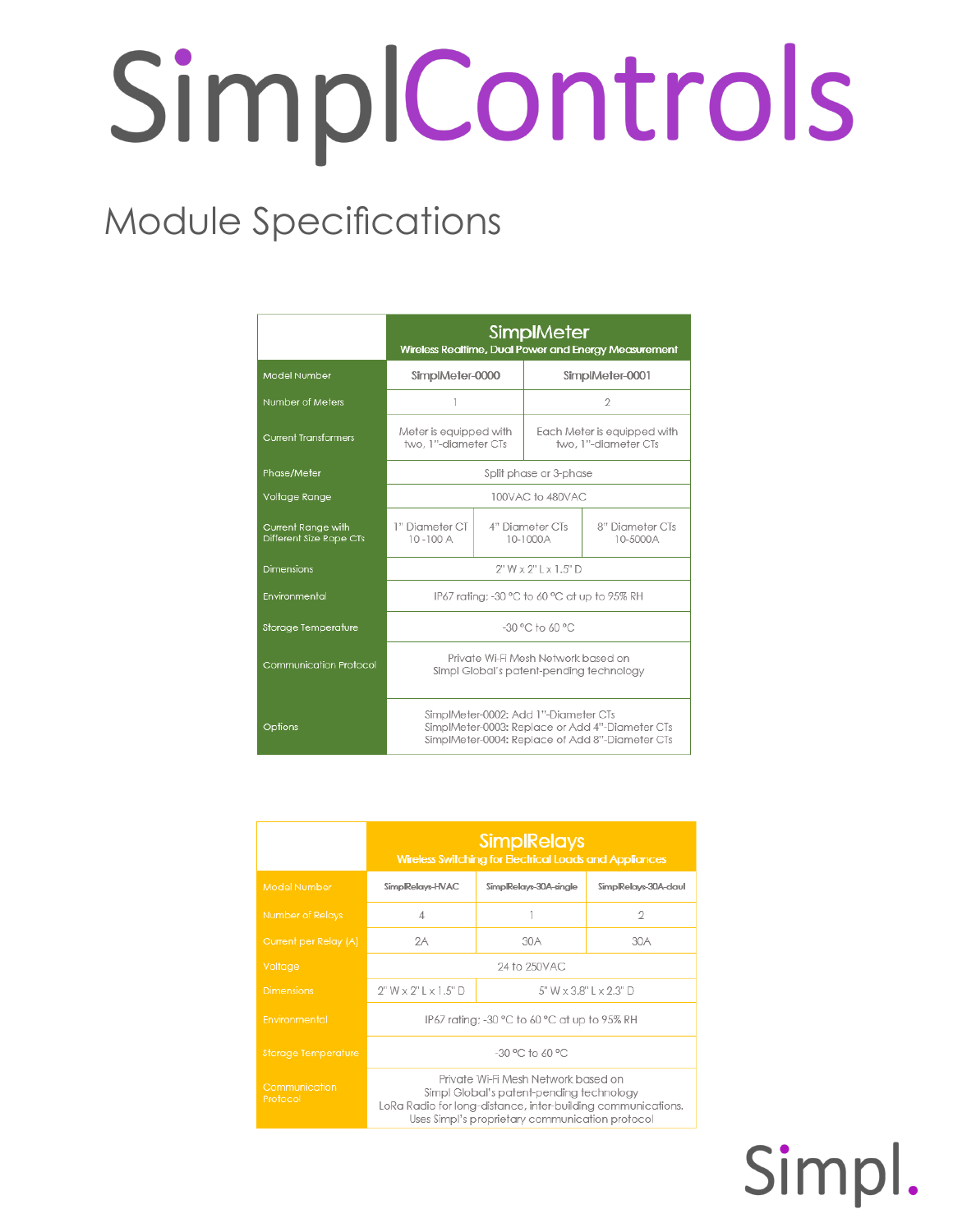# SimplControls

## Module Specifications

| | SimplMeter<br>Wireless Realtime, Dual Power and Energy Measurement | | |
|---|---|---|---|
| Model Number | SimplMeter-0000 | SimplMeter-0001 | |
| Number of Meters | 1 | 2 | |
| Current Transformers | Meter is equipped with two, 1"-diameter CTs | Each Meter is equipped with two, 1"-diameter CTs | |
| Phase/Meter | Split phase or 3-phase | | |
| Voltage Range | 100VAC to 480VAC | | |
| Current Range with Different Size Rope CTs | 1" Diameter CT<br>10 -100 A | 4" Diameter CTs<br>10-1000A | 8" Diameter CTs<br>10-5000A |
| Dimensions | 2" W x 2" L x 1.5" D | | |
| Environmental | IP67 rating: -30 °C to 60 °C at up to 95% RH | | |
| Storage Temperature | -30 °C to 60 °C | | |
| Communication Protocol | Private Wi-Fi Mesh Network based on Simpl Global's patent-pending technology | | |
| Options | SimplMeter-0002: Add 1"-Diameter CTs<br>SimplMeter-0003: Replace or Add 4"-Diameter CTs<br>SimplMeter-0004: Replace of Add 8"-Diameter CTs | | |

| | SimplRelays<br>Wireless Switching for Electrical Loads and Appliances | | |
|---|---|---|---|
| Model Number | SimplRelays-HVAC | SimplRelays-30A-single | SimplRelays-30A-daul |
| Number of Relays | 4 | 1 | 2 |
| Current per Relay (A) | 2A | 30A | 30A |
| Voltage | 24 to 250VAC | | |
| Dimensions | 2" W x 2" L x 1.5" D | 5" W x 3.8" L x 2.3" D | |
| Environmental | IP67 rating: -30 °C to 60 °C at up to 95% RH | | |
| Storage Temperature | -30 °C to 60 °C | | |
| Communication Protocol | Private Wi-Fi Mesh Network based on Simpl Global's patent-pending technology<br>LoRa Radio for long-distance, inter-building communications.<br>Uses Simpl's proprietary communication protocol | | |

Simpl.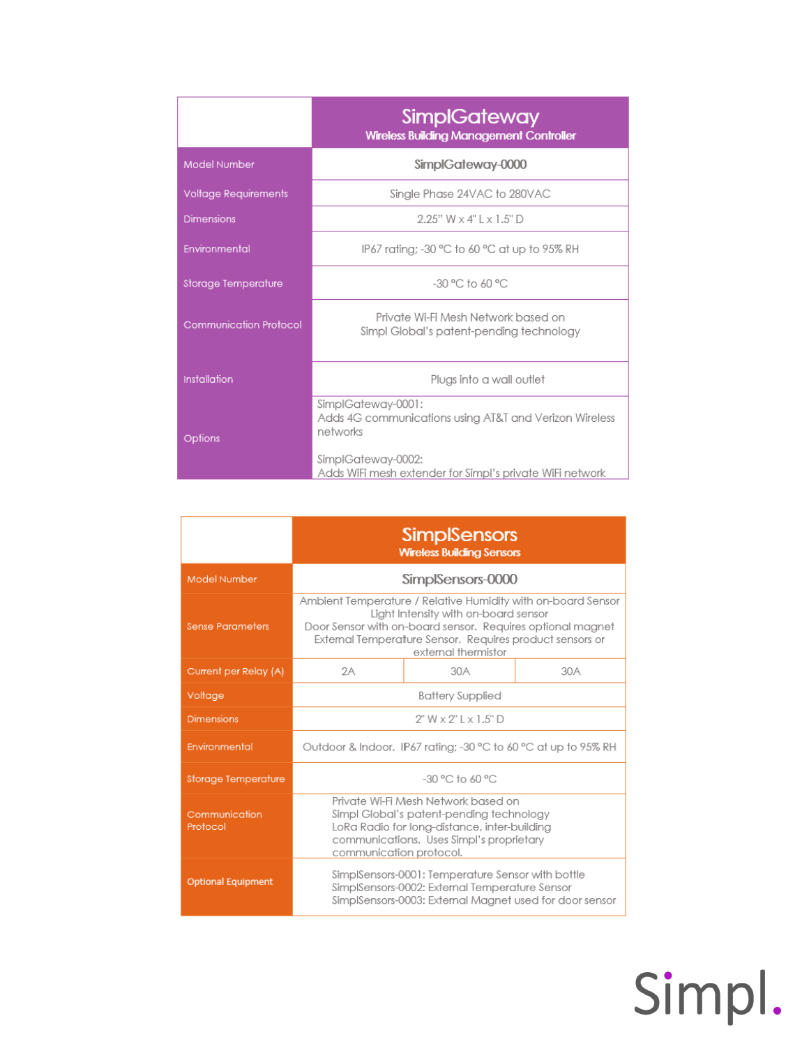| | SimplGateway<br>Wireless Building Management Controller |
|---|---|
| Model Number | SimplGateway-0000 |
| Voltage Requirements | Single Phase 24VAC to 280VAC |
| Dimensions | 2.25" W x 4" L x 1.5" D |
| Environmental | IP67 rating; -30 °C to 60 °C at up to 95% RH |
| Storage Temperature | -30 °C to 60 °C |
| Communication Protocol | Private Wi-Fi Mesh Network based on Simpl Global's patent-pending technology |
| Installation | Plugs into a wall outlet |
| Options | SimplGateway-0001: Adds 4G communications using AT&T and Verizon Wireless networks<br><br>SimplGateway-0002: Adds WiFi mesh extender for Simpl's private WiFi network |

| | SimplSensors<br>Wireless Building Sensors | | |
|---|---|---|---|
| Model Number | SimplSensors-0000 | | |
| Sense Parameters | Ambient Temperature / Relative Humidity with on-board Sensor<br>Light Intensity with on-board sensor<br>Door Sensor with on-board sensor. Requires optional magnet<br>External Temperature Sensor. Requires product sensors or external thermistor | | |
| Current per Relay (A) | 2A | 30A | 30A |
| Voltage | Battery Supplied | | |
| Dimensions | 2" W x 2" L x 1.5" D | | |
| Environmental | Outdoor & Indoor. IP67 rating; -30 °C to 60 °C at up to 95% RH | | |
| Storage Temperature | -30 °C to 60 °C | | |
| Communication Protocol | Private Wi-Fi Mesh Network based on Simpl Global's patent-pending technology<br>LoRa Radio for long-distance, inter-building communications. Uses Simpl's proprietary communication protocol. | | |
| **Optional Equipment** | SimplSensors-0001: Temperature Sensor with bottle<br>SimplSensors-0002: External Temperature Sensor<br>SimplSensors-0003: External Magnet used for door sensor | | |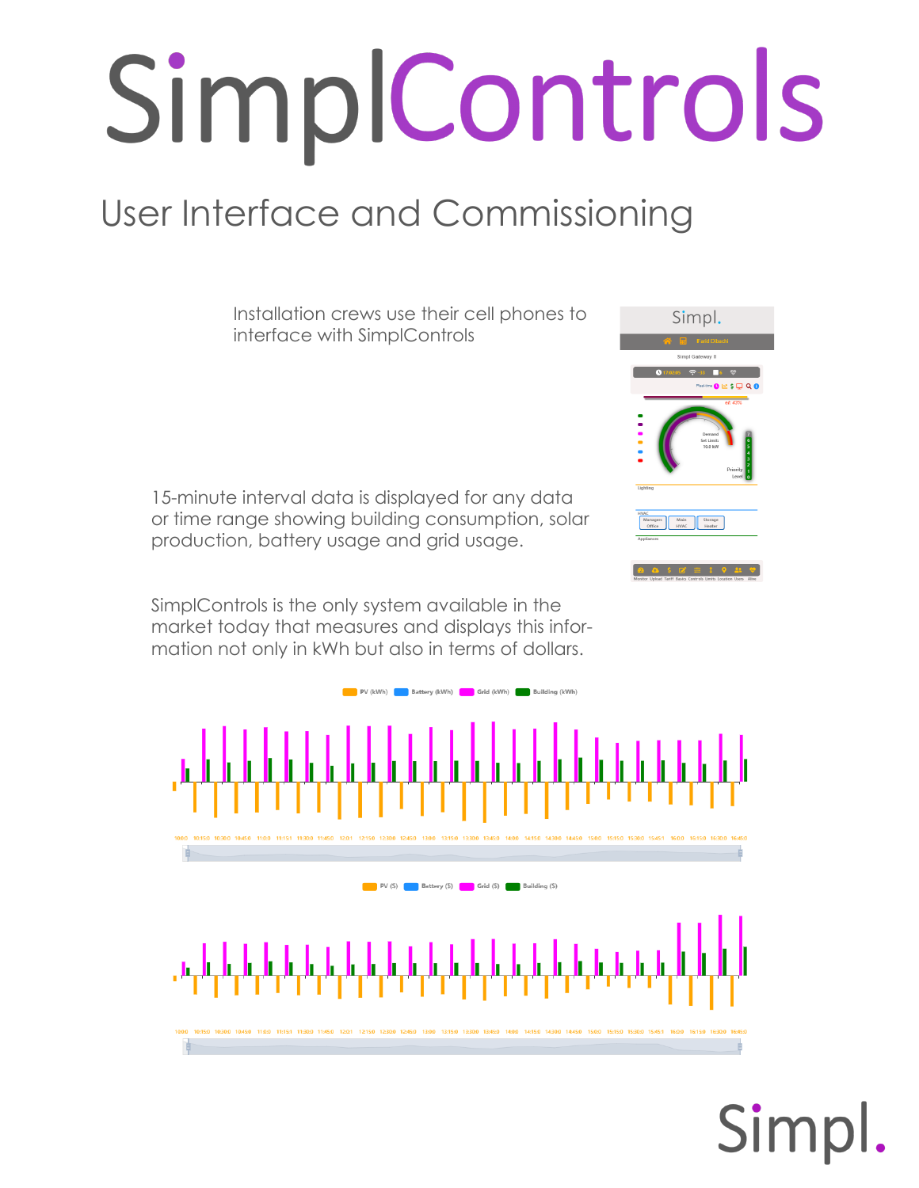# SimplControls

## User Interface and Commissioning

Installation crews use their cell phones to interface with SimplControls

15-minute interval data is displayed for any data or time range showing building consumption, solar production, battery usage and grid usage.

SimplControls is the only system available in the market today that measures and displays this information not only in kWh but also in terms of dollars.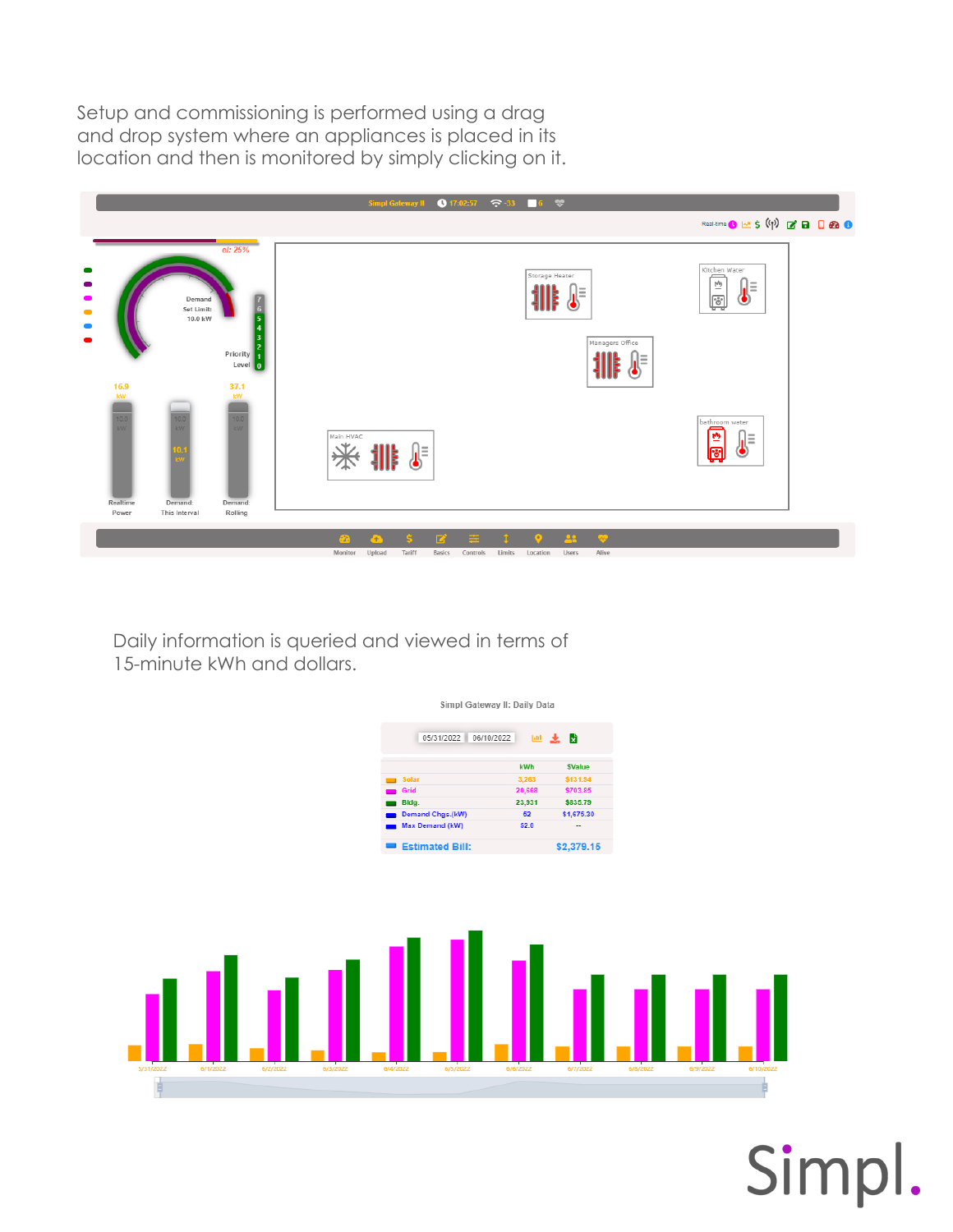Setup and commissioning is performed using a drag and drop system where an appliances is placed in its location and then is monitored by simply clicking on it.

Daily information is queried and viewed in terms of 15-minute kWh and dollars.

Simpl Gateway II: Daily Data

05/31/2022 06/10/2022

| | kWh | $Value |
|---|---|---|
| Solar | 3,263 | $131.94 |
| Grid | 20,668 | $703.85 |
| Bldg. | 23,931 | $835.79 |
| Demand Chgs.(kW) | 52 | $1,675.30 |
| Max Demand (kW) | 52.0 | -- |
| **Estimated Bill:** | | **$2,379.15** |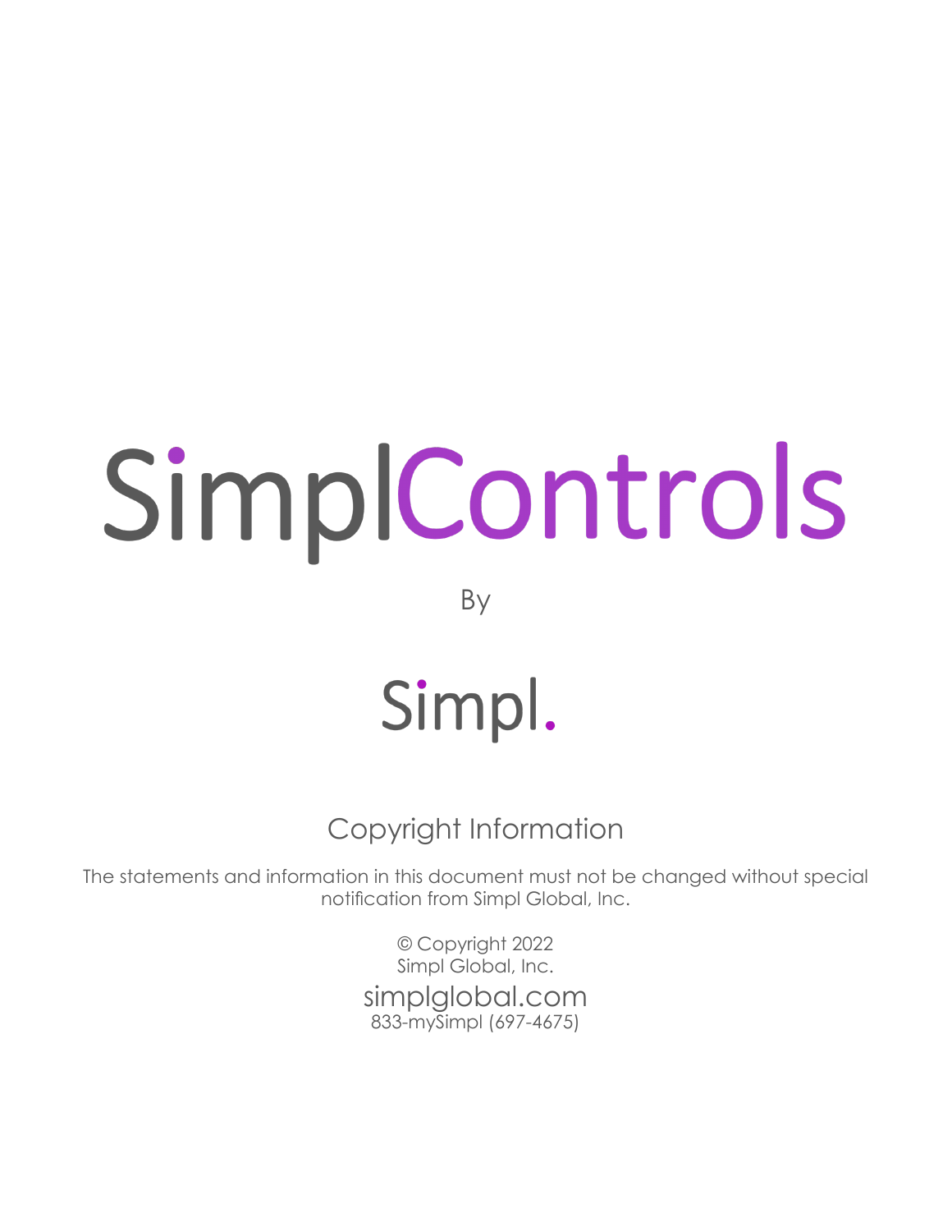# SimplControls

By

Simpl.

## Copyright Information

The statements and information in this document must not be changed without special notification from Simpl Global, Inc.

© Copyright 2022
Simpl Global, Inc.
simplglobal.com
833-mySimpl (697-4675)